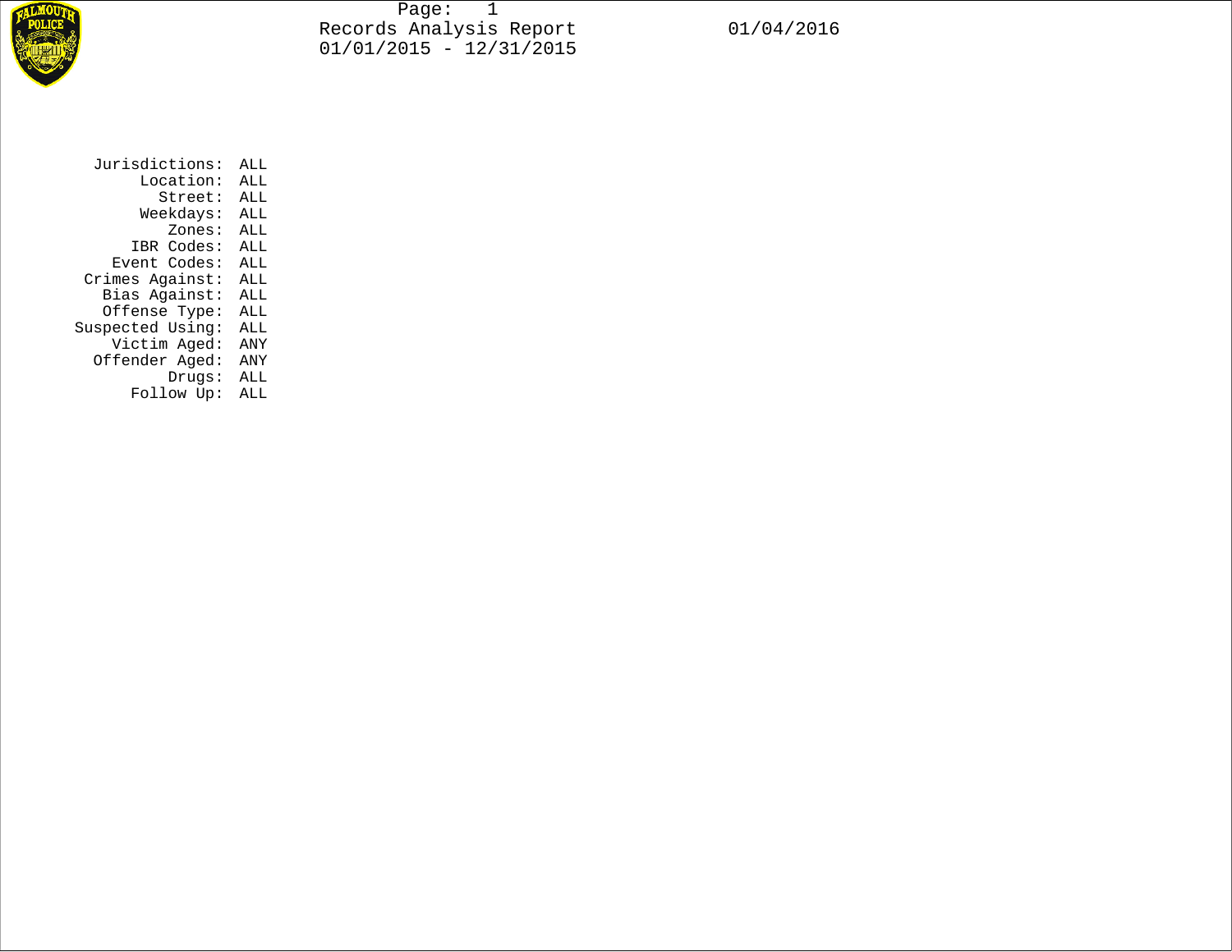# Records Analysis Report

01/01/2015 - 12/31/2015

01/04/2016

| | |
|---|---|
| Jurisdictions: | ALL |
| Location: | ALL |
| Street: | ALL |
| Weekdays: | ALL |
| Zones: | ALL |
| IBR Codes: | ALL |
| Event Codes: | ALL |
| Crimes Against: | ALL |
| Bias Against: | ALL |
| Offense Type: | ALL |
| Suspected Using: | ALL |
| Victim Aged: | ANY |
| Offender Aged: | ANY |
| Drugs: | ALL |
| Follow Up: | ALL |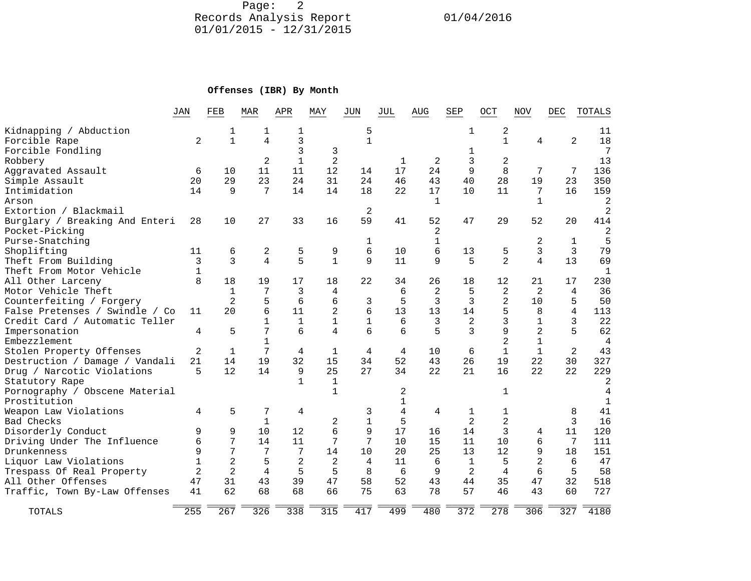Records Analysis Report 01/04/2016

01/01/2015 - 12/31/2015

**Offenses (IBR) By Month**

| | JAN | FEB | MAR | APR | MAY | JUN | JUL | AUG | SEP | OCT | NOV | DEC | TOTALS |
|---|---|---|---|---|---|---|---|---|---|---|---|---|---|
| Kidnapping / Abduction | | 1 | 1 | 1 | | 5 | | | 1 | 2 | | | 11 |
| Forcible Rape | 2 | 1 | 4 | 3 | | 1 | | | | 1 | 4 | 2 | 18 |
| Forcible Fondling | | | | 3 | 3 | | | | 1 | | | | 7 |
| Robbery | | | 2 | 1 | 2 | | 1 | 2 | 3 | 2 | | | 13 |
| Aggravated Assault | 6 | 10 | 11 | 11 | 12 | 14 | 17 | 24 | 9 | 8 | 7 | 7 | 136 |
| Simple Assault | 20 | 29 | 23 | 24 | 31 | 24 | 46 | 43 | 40 | 28 | 19 | 23 | 350 |
| Intimidation | 14 | 9 | 7 | 14 | 14 | 18 | 22 | 17 | 10 | 11 | 7 | 16 | 159 |
| Arson | | | | | | | | 1 | | | 1 | | 2 |
| Extortion / Blackmail | | | | | | 2 | | | | | | | 2 |
| Burglary / Breaking And Enteri | 28 | 10 | 27 | 33 | 16 | 59 | 41 | 52 | 47 | 29 | 52 | 20 | 414 |
| Pocket-Picking | | | | | | | | 2 | | | | | 2 |
| Purse-Snatching | | | | | | 1 | | 1 | | | 2 | 1 | 5 |
| Shoplifting | 11 | 6 | 2 | 5 | 9 | 6 | 10 | 6 | 13 | 5 | 3 | 3 | 79 |
| Theft From Building | 3 | 3 | 4 | 5 | 1 | 9 | 11 | 9 | 5 | 2 | 4 | 13 | 69 |
| Theft From Motor Vehicle | 1 | | | | | | | | | | | | 1 |
| All Other Larceny | 8 | 18 | 19 | 17 | 18 | 22 | 34 | 26 | 18 | 12 | 21 | 17 | 230 |
| Motor Vehicle Theft | | 1 | 7 | 3 | 4 | | 6 | 2 | 5 | 2 | 2 | 4 | 36 |
| Counterfeiting / Forgery | | 2 | 5 | 6 | 6 | 3 | 5 | 3 | 3 | 2 | 10 | 5 | 50 |
| False Pretenses / Swindle / Co | 11 | 20 | 6 | 11 | 2 | 6 | 13 | 13 | 14 | 5 | 8 | 4 | 113 |
| Credit Card / Automatic Teller | | | 1 | 1 | 1 | 1 | 6 | 3 | 2 | 3 | 1 | 3 | 22 |
| Impersonation | 4 | 5 | 7 | 6 | 4 | 6 | 6 | 5 | 3 | 9 | 2 | 5 | 62 |
| Embezzlement | | | 1 | | | | | | | 2 | 1 | | 4 |
| Stolen Property Offenses | 2 | 1 | 7 | 4 | 1 | 4 | 4 | 10 | 6 | 1 | 1 | 2 | 43 |
| Destruction / Damage / Vandali | 21 | 14 | 19 | 32 | 15 | 34 | 52 | 43 | 26 | 19 | 22 | 30 | 327 |
| Drug / Narcotic Violations | 5 | 12 | 14 | 9 | 25 | 27 | 34 | 22 | 21 | 16 | 22 | 22 | 229 |
| Statutory Rape | | | | 1 | 1 | | | | | | | | 2 |
| Pornography / Obscene Material | | | | | 1 | | 2 | | | 1 | | | 4 |
| Prostitution | | | | | | | 1 | | | | | | 1 |
| Weapon Law Violations | 4 | 5 | 7 | 4 | | 3 | 4 | 4 | 1 | 1 | | 8 | 41 |
| Bad Checks | | | 1 | | 2 | 1 | 5 | | 2 | 2 | | 3 | 16 |
| Disorderly Conduct | 9 | 9 | 10 | 12 | 6 | 9 | 17 | 16 | 14 | 3 | 4 | 11 | 120 |
| Driving Under The Influence | 6 | 7 | 14 | 11 | 7 | 7 | 10 | 15 | 11 | 10 | 6 | 7 | 111 |
| Drunkenness | 9 | 7 | 7 | 7 | 14 | 10 | 20 | 25 | 13 | 12 | 9 | 18 | 151 |
| Liquor Law Violations | 1 | 2 | 5 | 2 | 2 | 4 | 11 | 6 | 1 | 5 | 2 | 6 | 47 |
| Trespass Of Real Property | 2 | 2 | 4 | 5 | 5 | 8 | 6 | 9 | 2 | 4 | 6 | 5 | 58 |
| All Other Offenses | 47 | 31 | 43 | 39 | 47 | 58 | 52 | 43 | 44 | 35 | 47 | 32 | 518 |
| Traffic, Town By-Law Offenses | 41 | 62 | 68 | 68 | 66 | 75 | 63 | 78 | 57 | 46 | 43 | 60 | 727 |
| TOTALS | 255 | 267 | 326 | 338 | 315 | 417 | 499 | 480 | 372 | 278 | 306 | 327 | 4180 |